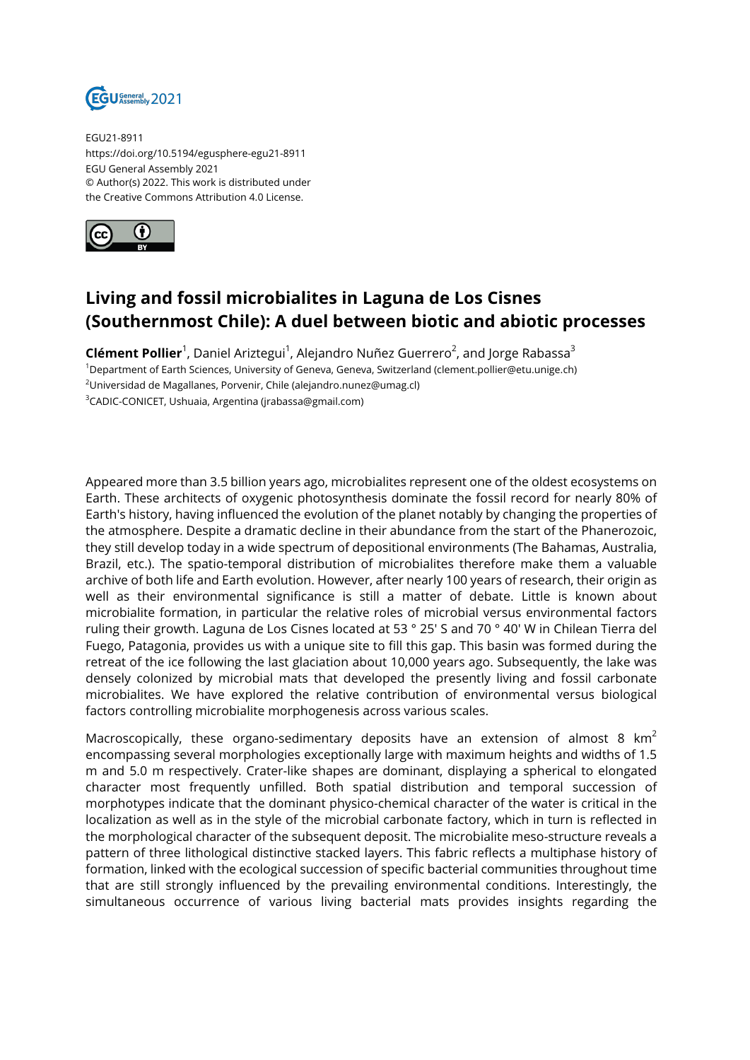EGU21-8911
https://doi.org/10.5194/egusphere-egu21-8911
EGU General Assembly 2021
© Author(s) 2022. This work is distributed under
the Creative Commons Attribution 4.0 License.

# Living and fossil microbialites in Laguna de Los Cisnes (Southernmost Chile): A duel between biotic and abiotic processes

**Clément Pollier**[1], Daniel Ariztegui[1], Alejandro Nuñez Guerrero[2], and Jorge Rabassa[3]

[1]Department of Earth Sciences, University of Geneva, Geneva, Switzerland (clement.pollier@etu.unige.ch)
[2]Universidad de Magallanes, Porvenir, Chile (alejandro.nunez@umag.cl)
[3]CADIC-CONICET, Ushuaia, Argentina (jrabassa@gmail.com)

Appeared more than 3.5 billion years ago, microbialites represent one of the oldest ecosystems on Earth. These architects of oxygenic photosynthesis dominate the fossil record for nearly 80% of Earth's history, having influenced the evolution of the planet notably by changing the properties of the atmosphere. Despite a dramatic decline in their abundance from the start of the Phanerozoic, they still develop today in a wide spectrum of depositional environments (The Bahamas, Australia, Brazil, etc.). The spatio-temporal distribution of microbialites therefore make them a valuable archive of both life and Earth evolution. However, after nearly 100 years of research, their origin as well as their environmental significance is still a matter of debate. Little is known about microbialite formation, in particular the relative roles of microbial versus environmental factors ruling their growth. Laguna de Los Cisnes located at 53 ° 25' S and 70 ° 40' W in Chilean Tierra del Fuego, Patagonia, provides us with a unique site to fill this gap. This basin was formed during the retreat of the ice following the last glaciation about 10,000 years ago. Subsequently, the lake was densely colonized by microbial mats that developed the presently living and fossil carbonate microbialites. We have explored the relative contribution of environmental versus biological factors controlling microbialite morphogenesis across various scales.

Macroscopically, these organo-sedimentary deposits have an extension of almost 8 $km^2$ encompassing several morphologies exceptionally large with maximum heights and widths of 1.5 m and 5.0 m respectively. Crater-like shapes are dominant, displaying a spherical to elongated character most frequently unfilled. Both spatial distribution and temporal succession of morphotypes indicate that the dominant physico-chemical character of the water is critical in the localization as well as in the style of the microbial carbonate factory, which in turn is reflected in the morphological character of the subsequent deposit. The microbialite meso-structure reveals a pattern of three lithological distinctive stacked layers. This fabric reflects a multiphase history of formation, linked with the ecological succession of specific bacterial communities throughout time that are still strongly influenced by the prevailing environmental conditions. Interestingly, the simultaneous occurrence of various living bacterial mats provides insights regarding the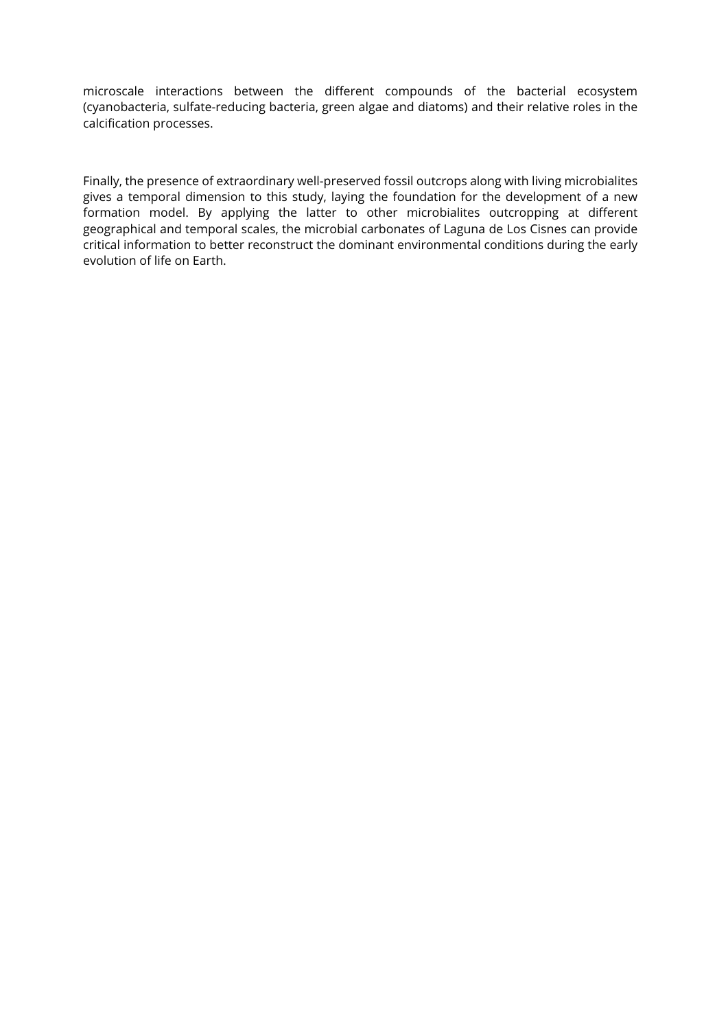microscale interactions between the different compounds of the bacterial ecosystem (cyanobacteria, sulfate-reducing bacteria, green algae and diatoms) and their relative roles in the calcification processes.

Finally, the presence of extraordinary well-preserved fossil outcrops along with living microbialites gives a temporal dimension to this study, laying the foundation for the development of a new formation model. By applying the latter to other microbialites outcropping at different geographical and temporal scales, the microbial carbonates of Laguna de Los Cisnes can provide critical information to better reconstruct the dominant environmental conditions during the early evolution of life on Earth.